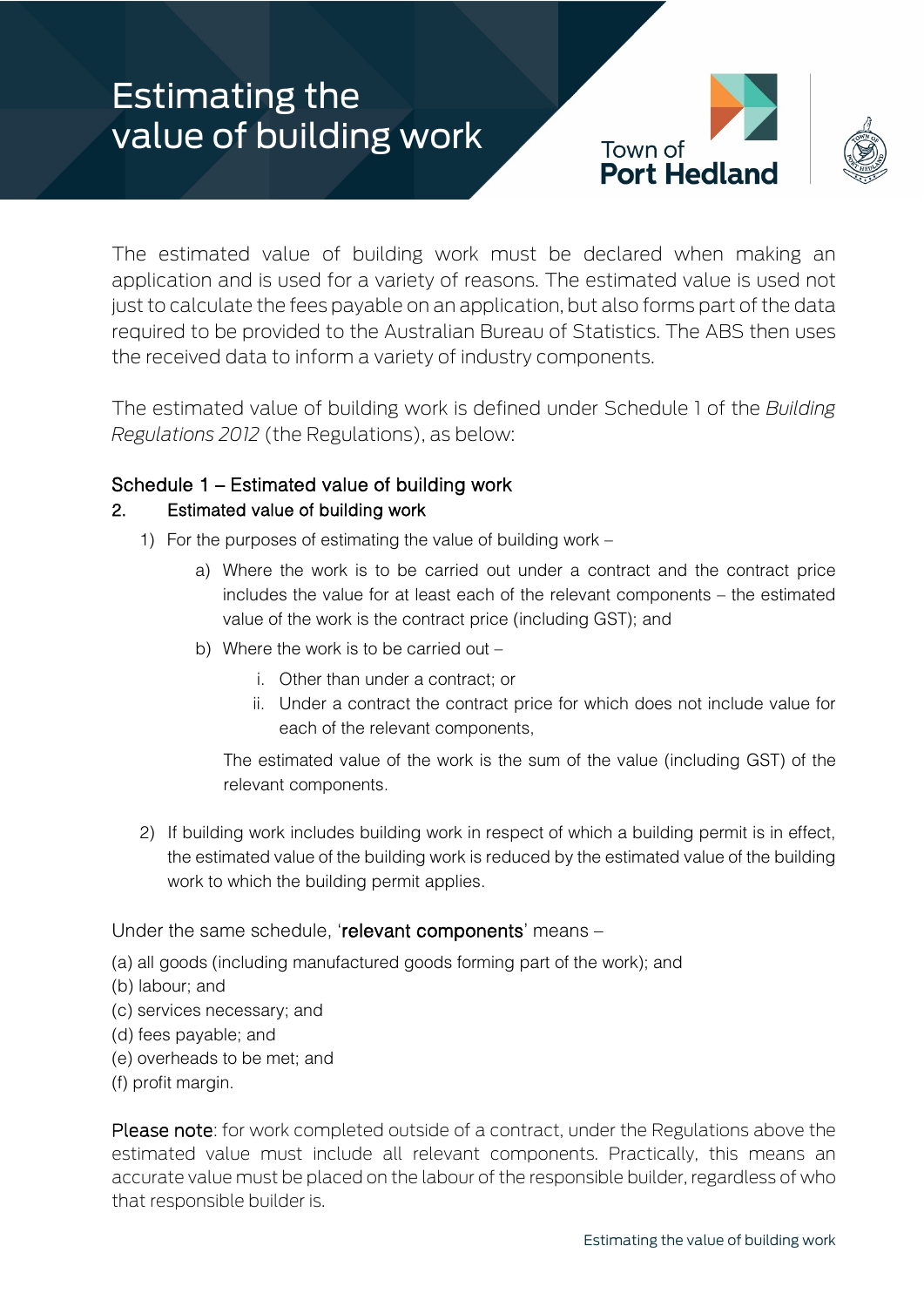# Estimating the value of building work

The estimated value of building work must be declared when making an application and is used for a variety of reasons. The estimated value is used not just to calculate the fees payable on an application, but also forms part of the data required to be provided to the Australian Bureau of Statistics. The ABS then uses the received data to inform a variety of industry components.

The estimated value of building work is defined under Schedule 1 of the *Building Regulations 2012* (the Regulations), as below:

## Schedule 1 – Estimated value of building work

### 2. Estimated value of building work

1) For the purposes of estimating the value of building work –
    a) Where the work is to be carried out under a contract and the contract price includes the value for at least each of the relevant components – the estimated value of the work is the contract price (including GST); and
    b) Where the work is to be carried out –
        i. Other than under a contract; or
        ii. Under a contract the contract price for which does not include value for each of the relevant components,

       The estimated value of the work is the sum of the value (including GST) of the relevant components.

2) If building work includes building work in respect of which a building permit is in effect, the estimated value of the building work is reduced by the estimated value of the building work to which the building permit applies.

Under the same schedule, '**relevant components**' means –

(a) all goods (including manufactured goods forming part of the work); and
(b) labour; and
(c) services necessary; and
(d) fees payable; and
(e) overheads to be met; and
(f) profit margin.

**Please note**: for work completed outside of a contract, under the Regulations above the estimated value must include all relevant components. Practically, this means an accurate value must be placed on the labour of the responsible builder, regardless of who that responsible builder is.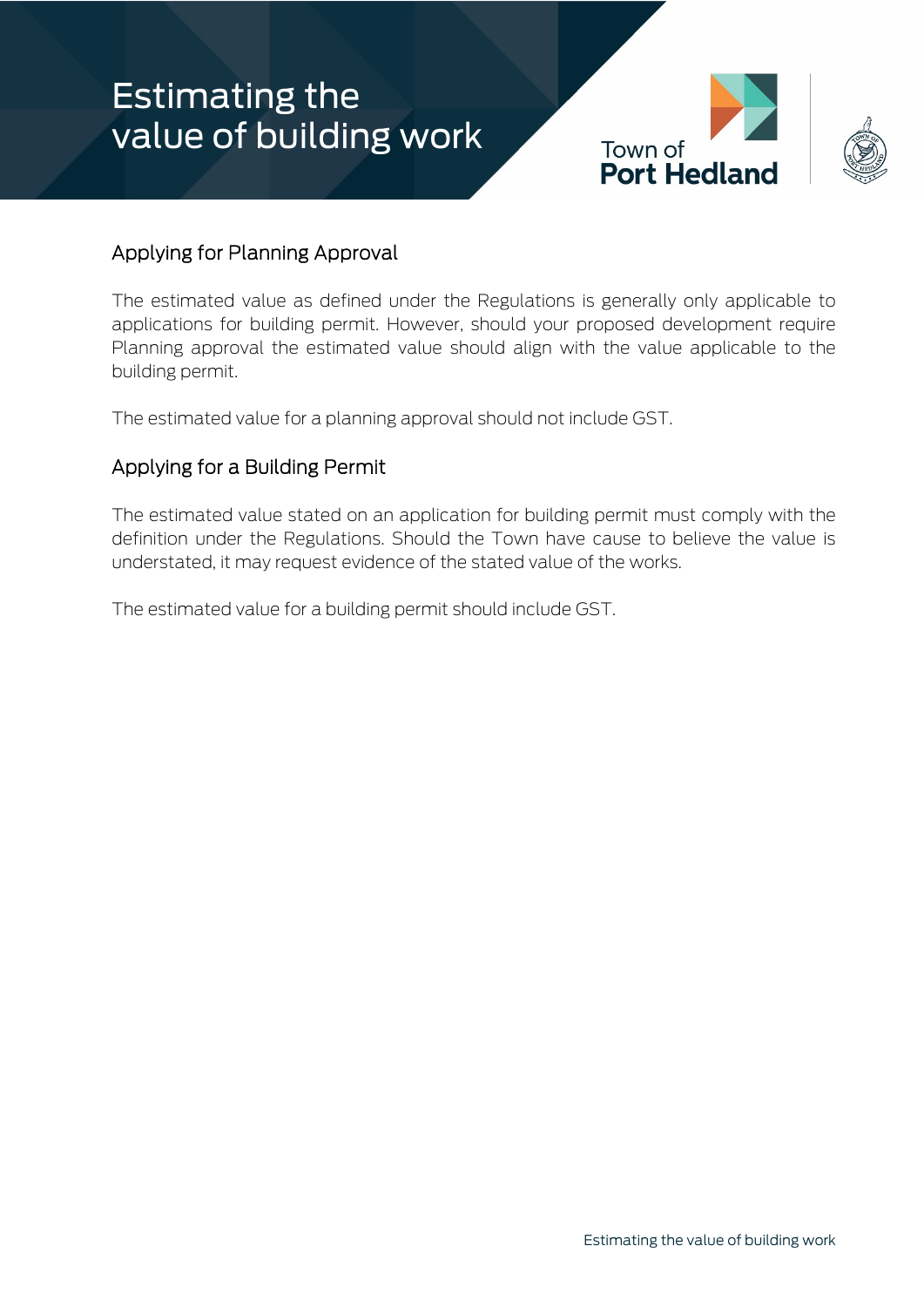# Estimating the value of building work

## Applying for Planning Approval

The estimated value as defined under the Regulations is generally only applicable to applications for building permit. However, should your proposed development require Planning approval the estimated value should align with the value applicable to the building permit.

The estimated value for a planning approval should not include GST.

## Applying for a Building Permit

The estimated value stated on an application for building permit must comply with the definition under the Regulations. Should the Town have cause to believe the value is understated, it may request evidence of the stated value of the works.

The estimated value for a building permit should include GST.